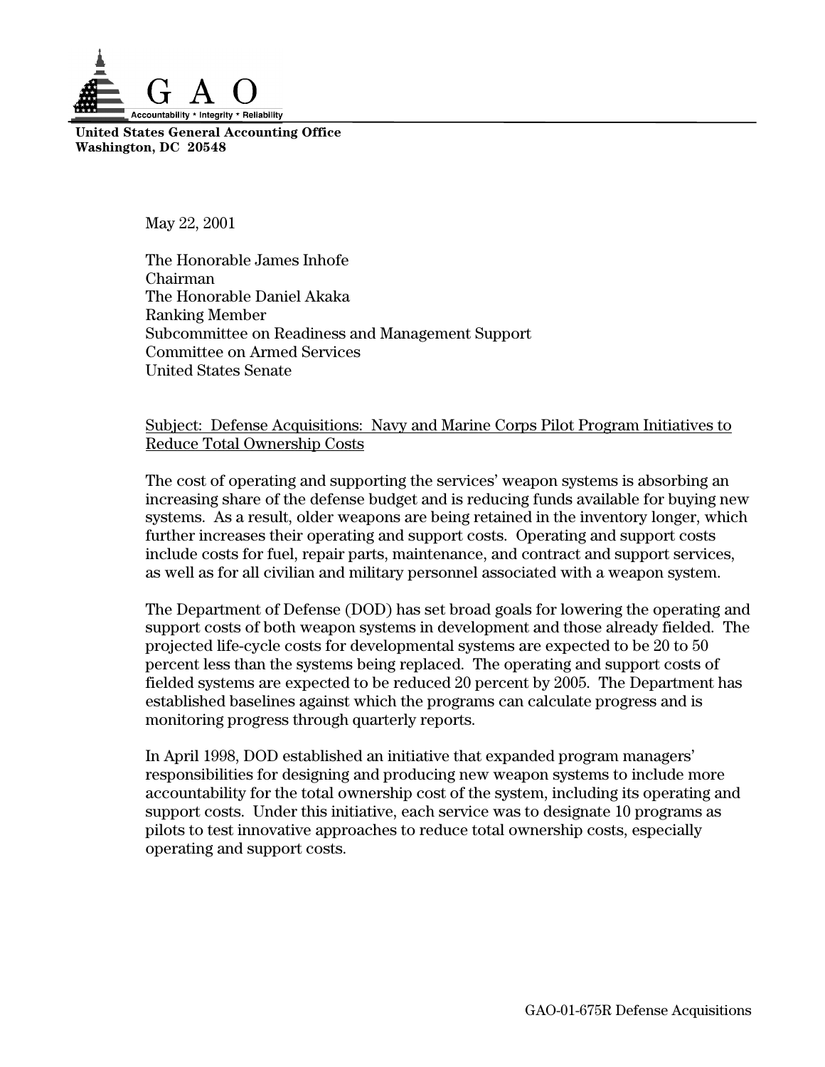# G A O

Accountability * Integrity * Reliability

**United States General Accounting Office**
**Washington, DC 20548**

May 22, 2001

The Honorable James Inhofe
Chairman
The Honorable Daniel Akaka
Ranking Member
Subcommittee on Readiness and Management Support
Committee on Armed Services
United States Senate

Subject: Defense Acquisitions: Navy and Marine Corps Pilot Program Initiatives to Reduce Total Ownership Costs

The cost of operating and supporting the services' weapon systems is absorbing an increasing share of the defense budget and is reducing funds available for buying new systems. As a result, older weapons are being retained in the inventory longer, which further increases their operating and support costs. Operating and support costs include costs for fuel, repair parts, maintenance, and contract and support services, as well as for all civilian and military personnel associated with a weapon system.

The Department of Defense (DOD) has set broad goals for lowering the operating and support costs of both weapon systems in development and those already fielded. The projected life-cycle costs for developmental systems are expected to be 20 to 50 percent less than the systems being replaced. The operating and support costs of fielded systems are expected to be reduced 20 percent by 2005. The Department has established baselines against which the programs can calculate progress and is monitoring progress through quarterly reports.

In April 1998, DOD established an initiative that expanded program managers' responsibilities for designing and producing new weapon systems to include more accountability for the total ownership cost of the system, including its operating and support costs. Under this initiative, each service was to designate 10 programs as pilots to test innovative approaches to reduce total ownership costs, especially operating and support costs.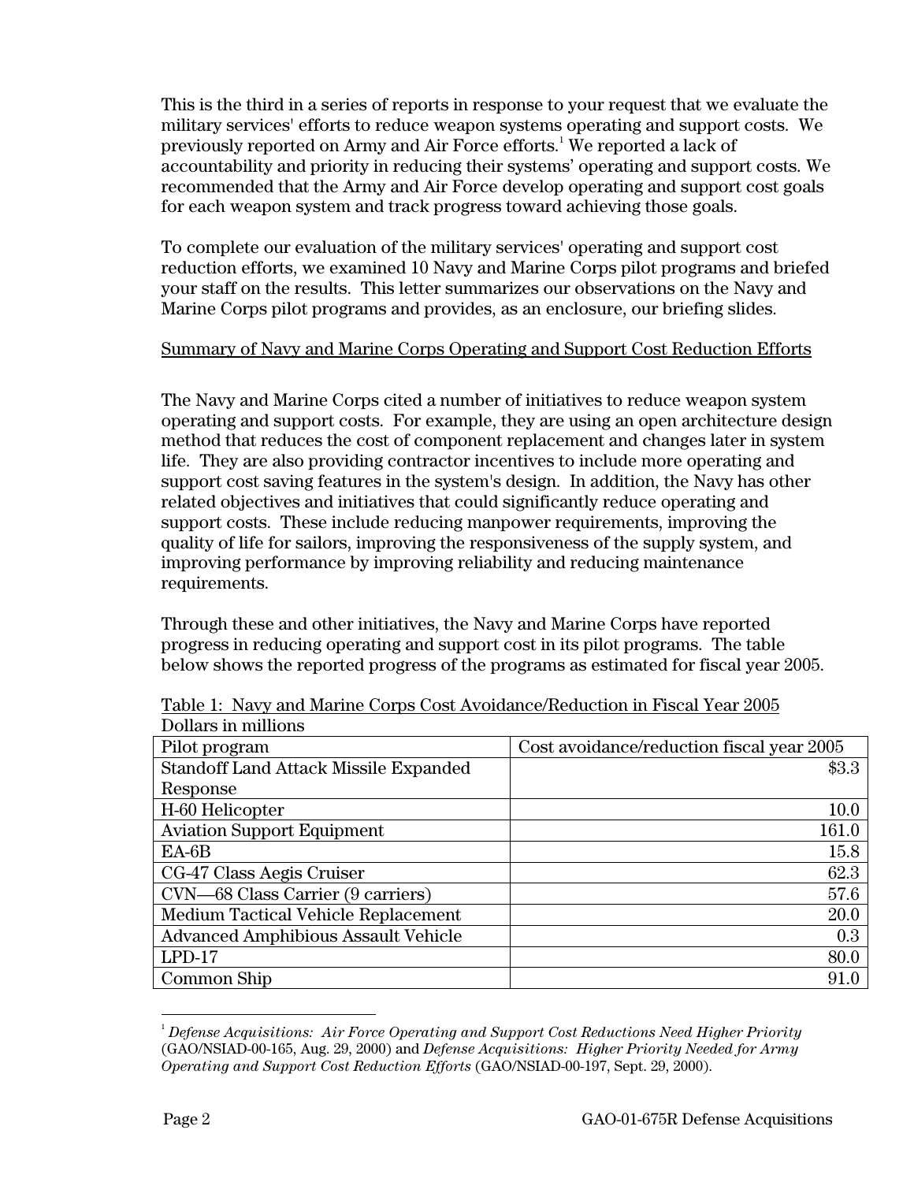This is the third in a series of reports in response to your request that we evaluate the military services' efforts to reduce weapon systems operating and support costs. We previously reported on Army and Air Force efforts.[1] We reported a lack of accountability and priority in reducing their systems' operating and support costs. We recommended that the Army and Air Force develop operating and support cost goals for each weapon system and track progress toward achieving those goals.

To complete our evaluation of the military services' operating and support cost reduction efforts, we examined 10 Navy and Marine Corps pilot programs and briefed your staff on the results. This letter summarizes our observations on the Navy and Marine Corps pilot programs and provides, as an enclosure, our briefing slides.

## Summary of Navy and Marine Corps Operating and Support Cost Reduction Efforts

The Navy and Marine Corps cited a number of initiatives to reduce weapon system operating and support costs. For example, they are using an open architecture design method that reduces the cost of component replacement and changes later in system life. They are also providing contractor incentives to include more operating and support cost saving features in the system's design. In addition, the Navy has other related objectives and initiatives that could significantly reduce operating and support costs. These include reducing manpower requirements, improving the quality of life for sailors, improving the responsiveness of the supply system, and improving performance by improving reliability and reducing maintenance requirements.

Through these and other initiatives, the Navy and Marine Corps have reported progress in reducing operating and support cost in its pilot programs. The table below shows the reported progress of the programs as estimated for fiscal year 2005.

Table 1: Navy and Marine Corps Cost Avoidance/Reduction in Fiscal Year 2005
Dollars in millions

| Pilot program | Cost avoidance/reduction fiscal year 2005 |
|---|---:|
| Standoff Land Attack Missile Expanded Response | $3.3 |
| H-60 Helicopter | 10.0 |
| Aviation Support Equipment | 161.0 |
| EA-6B | 15.8 |
| CG-47 Class Aegis Cruiser | 62.3 |
| CVN—68 Class Carrier (9 carriers) | 57.6 |
| Medium Tactical Vehicle Replacement | 20.0 |
| Advanced Amphibious Assault Vehicle | 0.3 |
| LPD-17 | 80.0 |
| Common Ship | 91.0 |

[1] *Defense Acquisitions: Air Force Operating and Support Cost Reductions Need Higher Priority* (GAO/NSIAD-00-165, Aug. 29, 2000) and *Defense Acquisitions: Higher Priority Needed for Army Operating and Support Cost Reduction Efforts* (GAO/NSIAD-00-197, Sept. 29, 2000).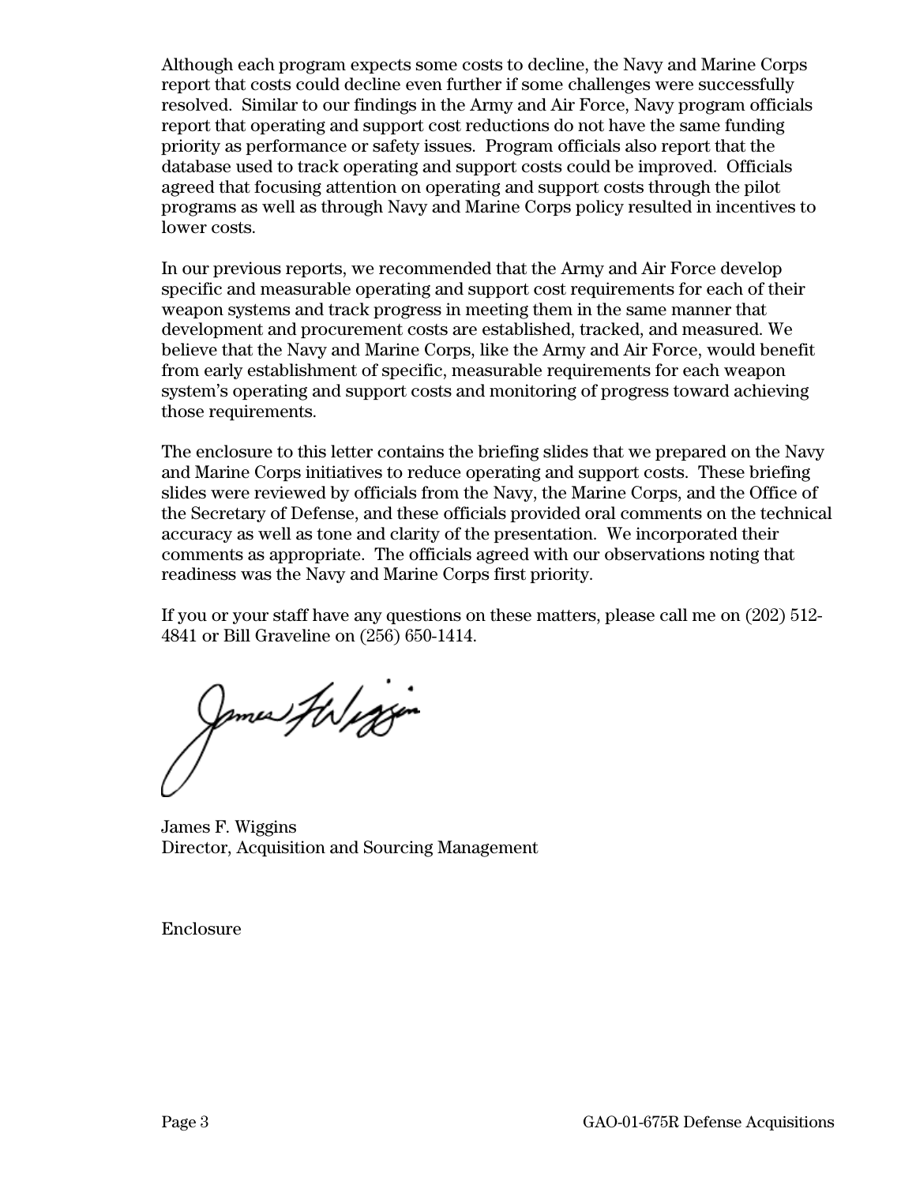Although each program expects some costs to decline, the Navy and Marine Corps report that costs could decline even further if some challenges were successfully resolved. Similar to our findings in the Army and Air Force, Navy program officials report that operating and support cost reductions do not have the same funding priority as performance or safety issues. Program officials also report that the database used to track operating and support costs could be improved. Officials agreed that focusing attention on operating and support costs through the pilot programs as well as through Navy and Marine Corps policy resulted in incentives to lower costs.

In our previous reports, we recommended that the Army and Air Force develop specific and measurable operating and support cost requirements for each of their weapon systems and track progress in meeting them in the same manner that development and procurement costs are established, tracked, and measured. We believe that the Navy and Marine Corps, like the Army and Air Force, would benefit from early establishment of specific, measurable requirements for each weapon system's operating and support costs and monitoring of progress toward achieving those requirements.

The enclosure to this letter contains the briefing slides that we prepared on the Navy and Marine Corps initiatives to reduce operating and support costs. These briefing slides were reviewed by officials from the Navy, the Marine Corps, and the Office of the Secretary of Defense, and these officials provided oral comments on the technical accuracy as well as tone and clarity of the presentation. We incorporated their comments as appropriate. The officials agreed with our observations noting that readiness was the Navy and Marine Corps first priority.

If you or your staff have any questions on these matters, please call me on (202) 512-4841 or Bill Graveline on (256) 650-1414.

James F. Wiggins
Director, Acquisition and Sourcing Management

Enclosure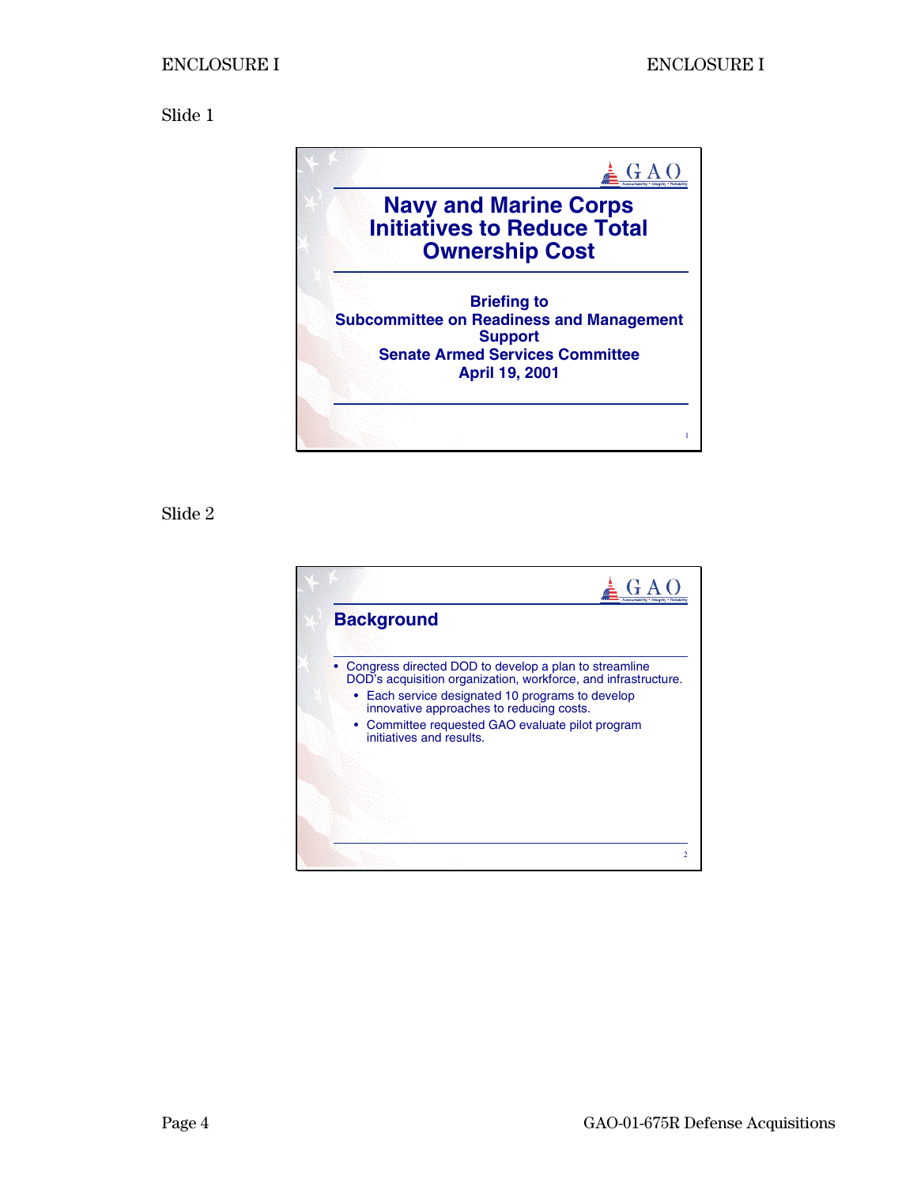Slide 1

# Navy and Marine Corps Initiatives to Reduce Total Ownership Cost

**Briefing to**
**Subcommittee on Readiness and Management Support**
**Senate Armed Services Committee**
**April 19, 2001**

Slide 2

## Background

- Congress directed DOD to develop a plan to streamline DOD's acquisition organization, workforce, and infrastructure.
  - Each service designated 10 programs to develop innovative approaches to reducing costs.
  - Committee requested GAO evaluate pilot program initiatives and results.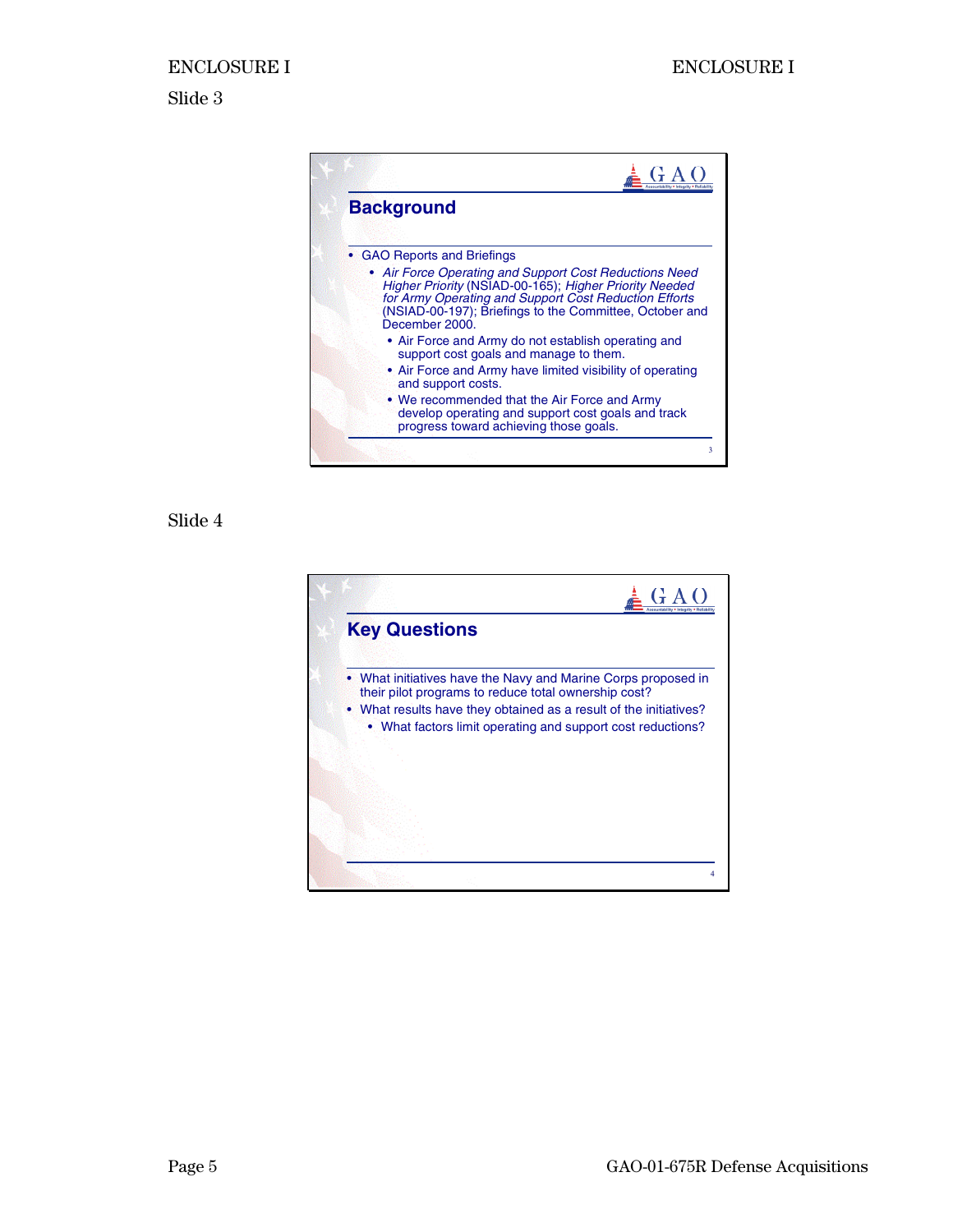Slide 3

## Background

- GAO Reports and Briefings
  - *Air Force Operating and Support Cost Reductions Need Higher Priority* (NSIAD-00-165); *Higher Priority Needed for Army Operating and Support Cost Reduction Efforts* (NSIAD-00-197); Briefings to the Committee, October and December 2000.
    - Air Force and Army do not establish operating and support cost goals and manage to them.
    - Air Force and Army have limited visibility of operating and support costs.
    - We recommended that the Air Force and Army develop operating and support cost goals and track progress toward achieving those goals.

Slide 4

## Key Questions

- What initiatives have the Navy and Marine Corps proposed in their pilot programs to reduce total ownership cost?
- What results have they obtained as a result of the initiatives?
  - What factors limit operating and support cost reductions?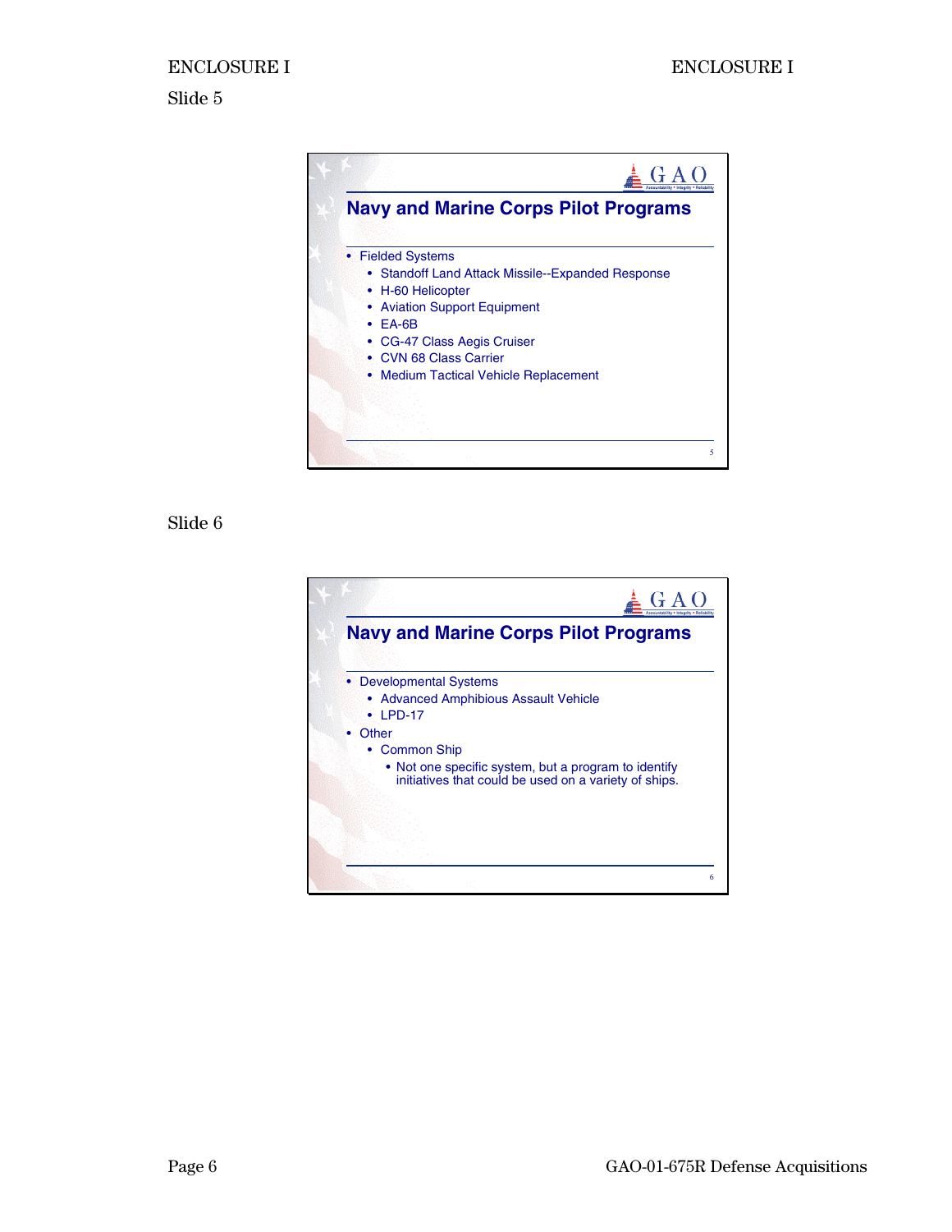Slide 5

## Navy and Marine Corps Pilot Programs

- Fielded Systems
  - Standoff Land Attack Missile--Expanded Response
  - H-60 Helicopter
  - Aviation Support Equipment
  - EA-6B
  - CG-47 Class Aegis Cruiser
  - CVN 68 Class Carrier
  - Medium Tactical Vehicle Replacement

Slide 6

## Navy and Marine Corps Pilot Programs

- Developmental Systems
  - Advanced Amphibious Assault Vehicle
  - LPD-17
- Other
  - Common Ship
    - Not one specific system, but a program to identify initiatives that could be used on a variety of ships.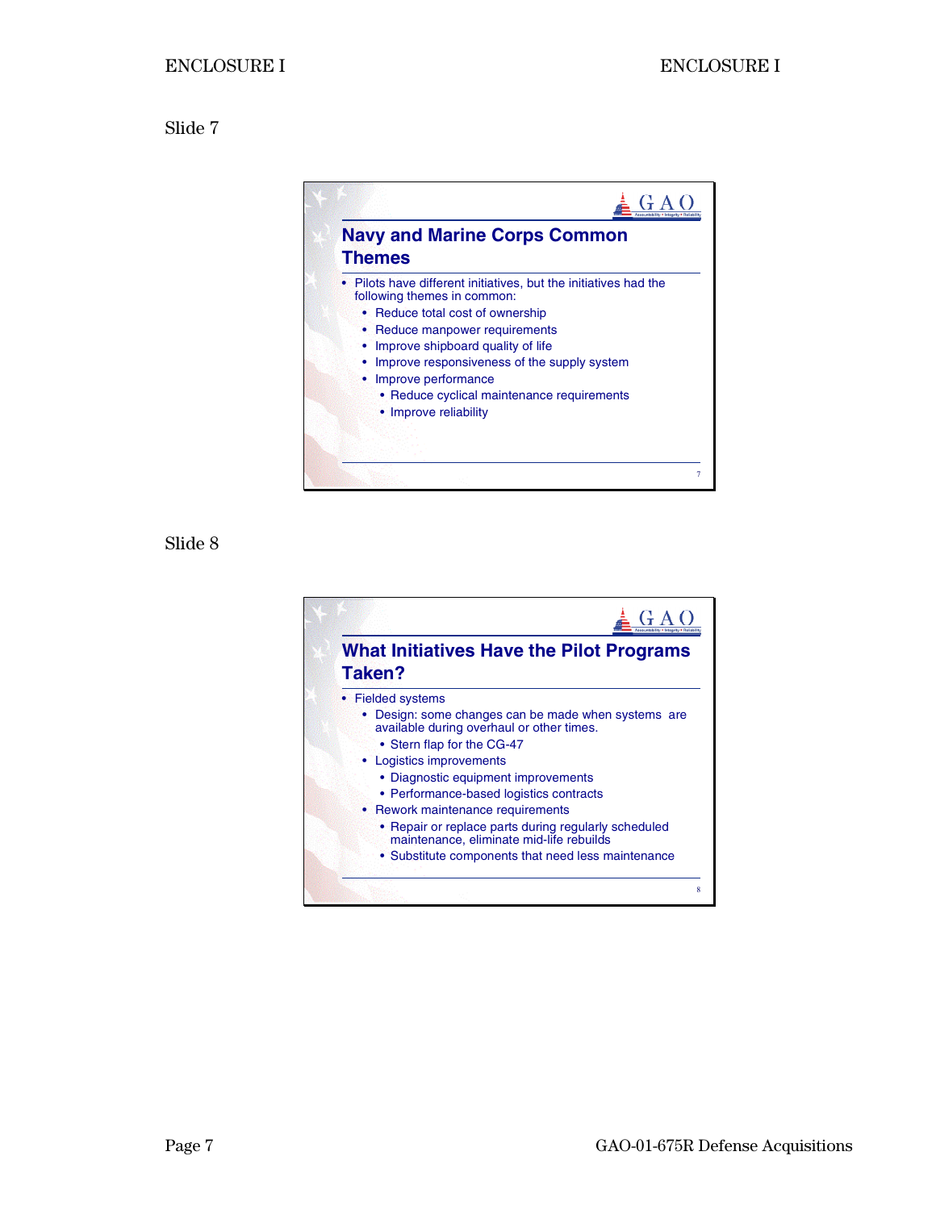Slide 7

## Navy and Marine Corps Common Themes

- Pilots have different initiatives, but the initiatives had the following themes in common:
  - Reduce total cost of ownership
  - Reduce manpower requirements
  - Improve shipboard quality of life
  - Improve responsiveness of the supply system
  - Improve performance
    - Reduce cyclical maintenance requirements
    - Improve reliability

Slide 8

## What Initiatives Have the Pilot Programs Taken?

- Fielded systems
  - Design: some changes can be made when systems are available during overhaul or other times.
    - Stern flap for the CG-47
  - Logistics improvements
    - Diagnostic equipment improvements
    - Performance-based logistics contracts
  - Rework maintenance requirements
    - Repair or replace parts during regularly scheduled maintenance, eliminate mid-life rebuilds
    - Substitute components that need less maintenance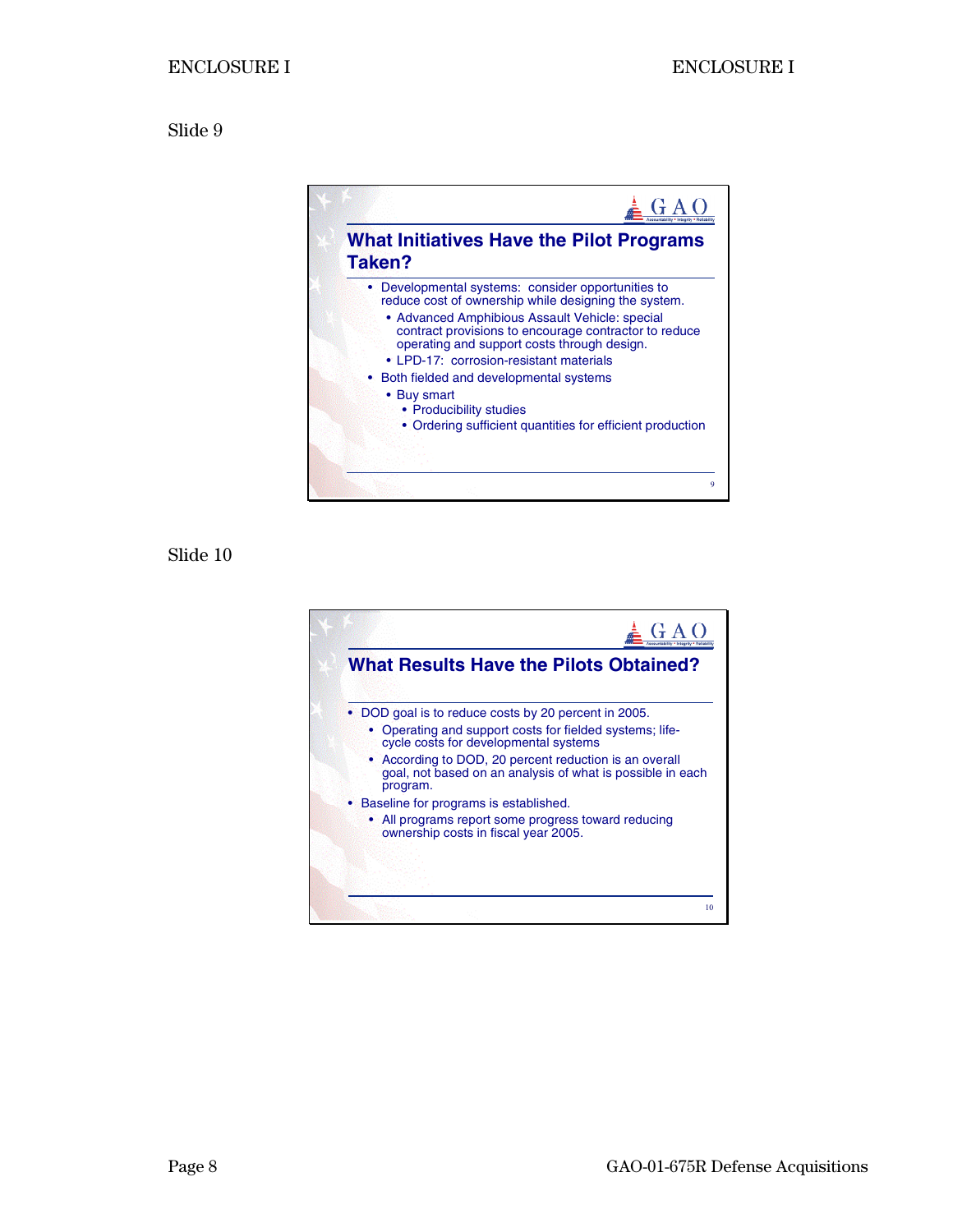Slide 9

## What Initiatives Have the Pilot Programs Taken?

- Developmental systems: consider opportunities to reduce cost of ownership while designing the system.
  - Advanced Amphibious Assault Vehicle: special contract provisions to encourage contractor to reduce operating and support costs through design.
  - LPD-17: corrosion-resistant materials
- Both fielded and developmental systems
  - Buy smart
    - Producibility studies
    - Ordering sufficient quantities for efficient production

Slide 10

## What Results Have the Pilots Obtained?

- DOD goal is to reduce costs by 20 percent in 2005.
  - Operating and support costs for fielded systems; life-cycle costs for developmental systems
  - According to DOD, 20 percent reduction is an overall goal, not based on an analysis of what is possible in each program.
- Baseline for programs is established.
  - All programs report some progress toward reducing ownership costs in fiscal year 2005.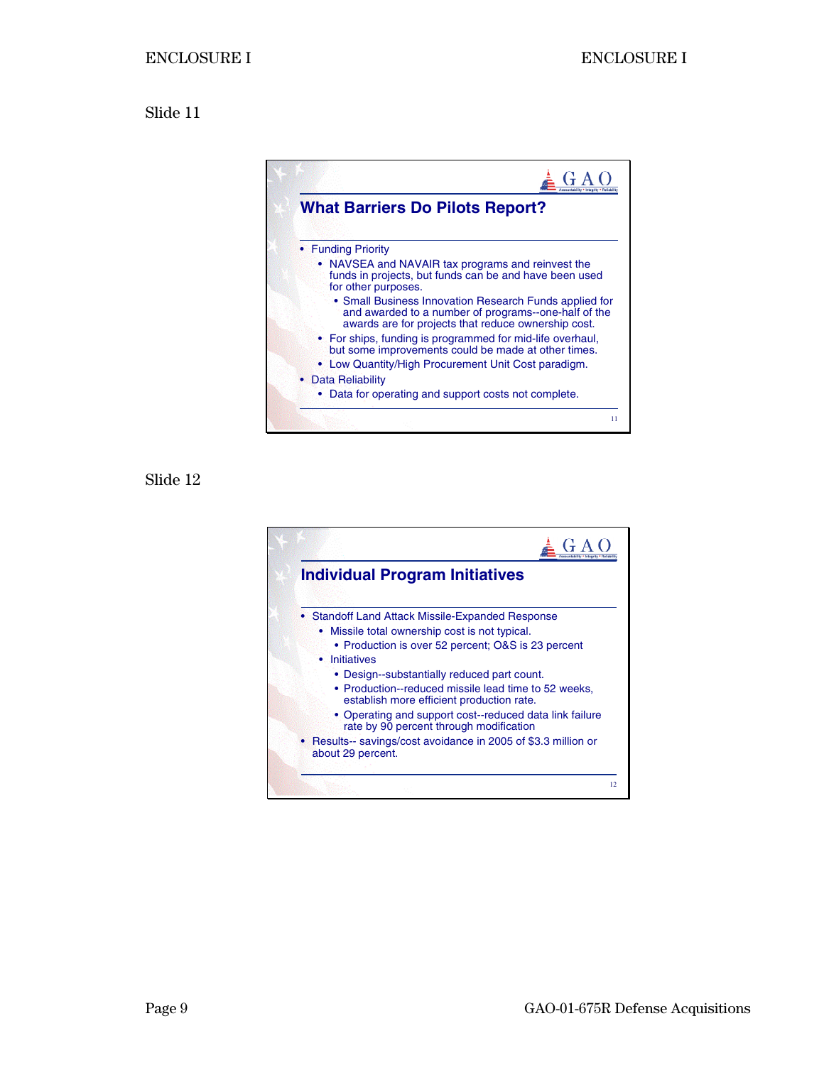Slide 11

## What Barriers Do Pilots Report?

- Funding Priority
  - NAVSEA and NAVAIR tax programs and reinvest the funds in projects, but funds can be and have been used for other purposes.
    - Small Business Innovation Research Funds applied for and awarded to a number of programs--one-half of the awards are for projects that reduce ownership cost.
  - For ships, funding is programmed for mid-life overhaul, but some improvements could be made at other times.
  - Low Quantity/High Procurement Unit Cost paradigm.
- Data Reliability
  - Data for operating and support costs not complete.

Slide 12

## Individual Program Initiatives

- Standoff Land Attack Missile-Expanded Response
  - Missile total ownership cost is not typical.
    - Production is over 52 percent; O&S is 23 percent
  - Initiatives
    - Design--substantially reduced part count.
    - Production--reduced missile lead time to 52 weeks, establish more efficient production rate.
    - Operating and support cost--reduced data link failure rate by 90 percent through modification
- Results-- savings/cost avoidance in 2005 of $3.3 million or about 29 percent.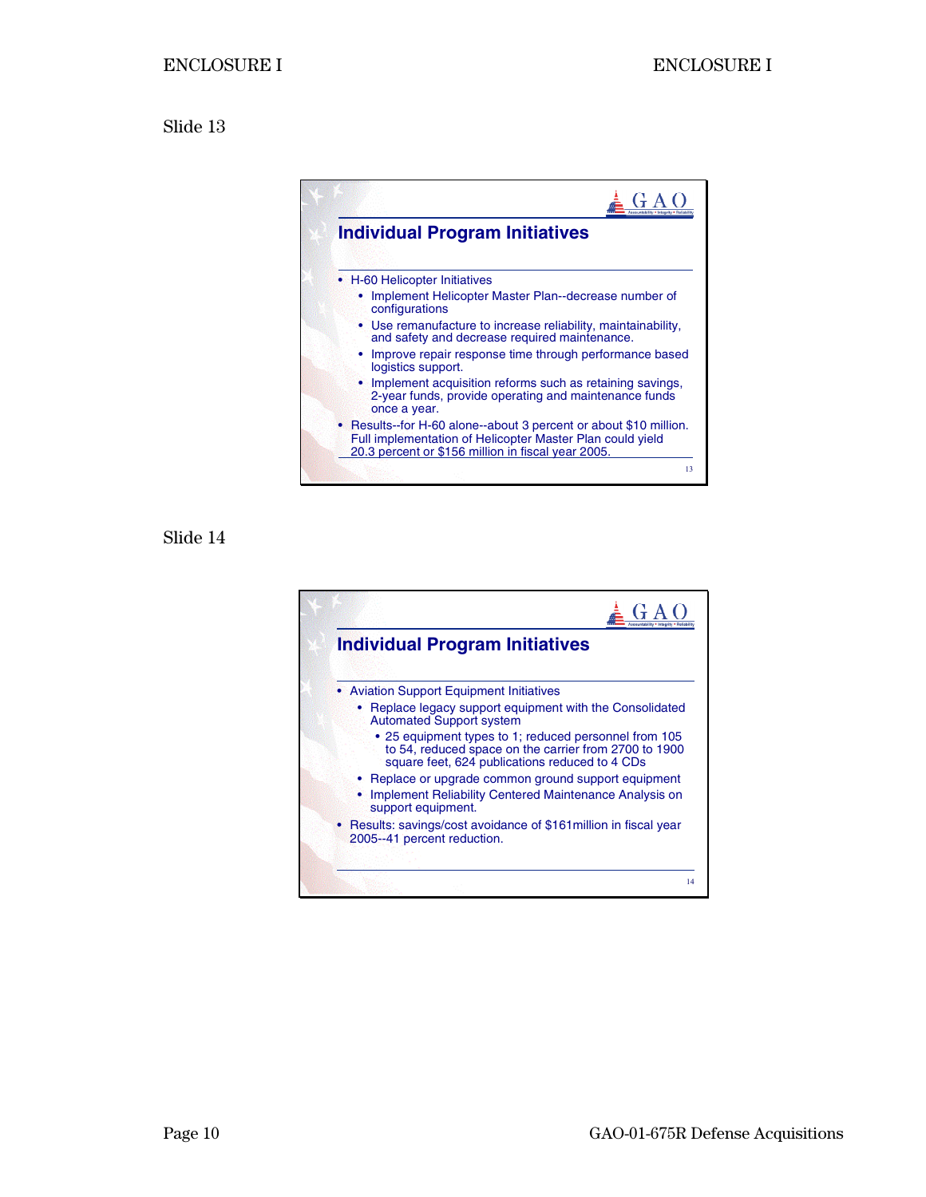Slide 13

## Individual Program Initiatives

- H-60 Helicopter Initiatives
  - Implement Helicopter Master Plan--decrease number of configurations
  - Use remanufacture to increase reliability, maintainability, and safety and decrease required maintenance.
  - Improve repair response time through performance based logistics support.
  - Implement acquisition reforms such as retaining savings, 2-year funds, provide operating and maintenance funds once a year.
- Results--for H-60 alone--about 3 percent or about $10 million. Full implementation of Helicopter Master Plan could yield 20.3 percent or $156 million in fiscal year 2005.

Slide 14

## Individual Program Initiatives

- Aviation Support Equipment Initiatives
  - Replace legacy support equipment with the Consolidated Automated Support system
    - 25 equipment types to 1; reduced personnel from 105 to 54, reduced space on the carrier from 2700 to 1900 square feet, 624 publications reduced to 4 CDs
  - Replace or upgrade common ground support equipment
  - Implement Reliability Centered Maintenance Analysis on support equipment.
- Results: savings/cost avoidance of $161million in fiscal year 2005--41 percent reduction.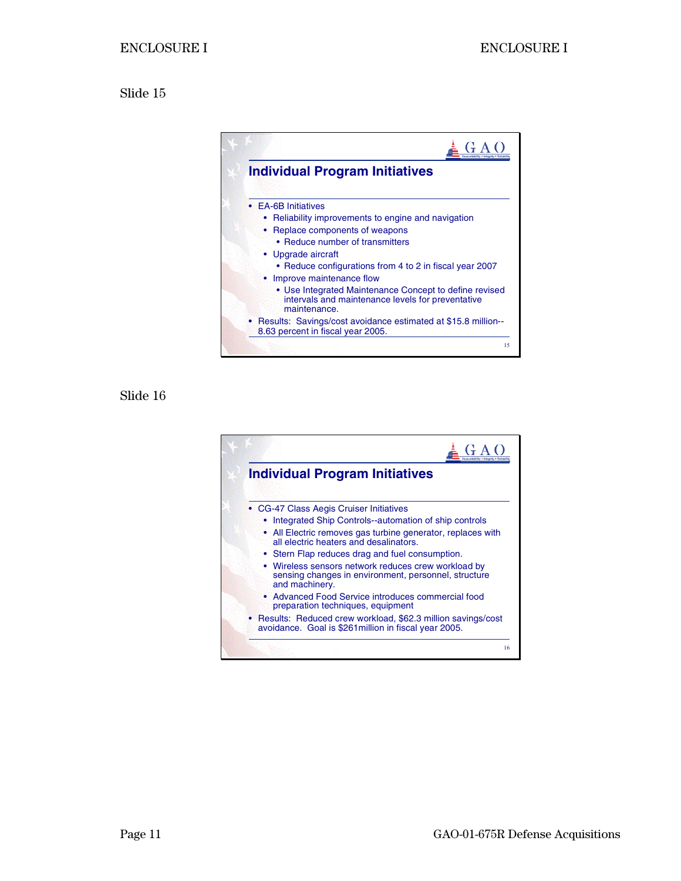Slide 15

## Individual Program Initiatives

- EA-6B Initiatives
  - Reliability improvements to engine and navigation
  - Replace components of weapons
    - Reduce number of transmitters
  - Upgrade aircraft
    - Reduce configurations from 4 to 2 in fiscal year 2007
  - Improve maintenance flow
    - Use Integrated Maintenance Concept to define revised intervals and maintenance levels for preventative maintenance.
- Results: Savings/cost avoidance estimated at $15.8 million--8.63 percent in fiscal year 2005.

Slide 16

## Individual Program Initiatives

- CG-47 Class Aegis Cruiser Initiatives
  - Integrated Ship Controls--automation of ship controls
  - All Electric removes gas turbine generator, replaces with all electric heaters and desalinators.
  - Stern Flap reduces drag and fuel consumption.
  - Wireless sensors network reduces crew workload by sensing changes in environment, personnel, structure and machinery.
  - Advanced Food Service introduces commercial food preparation techniques, equipment
- Results: Reduced crew workload, $62.3 million savings/cost avoidance. Goal is $261million in fiscal year 2005.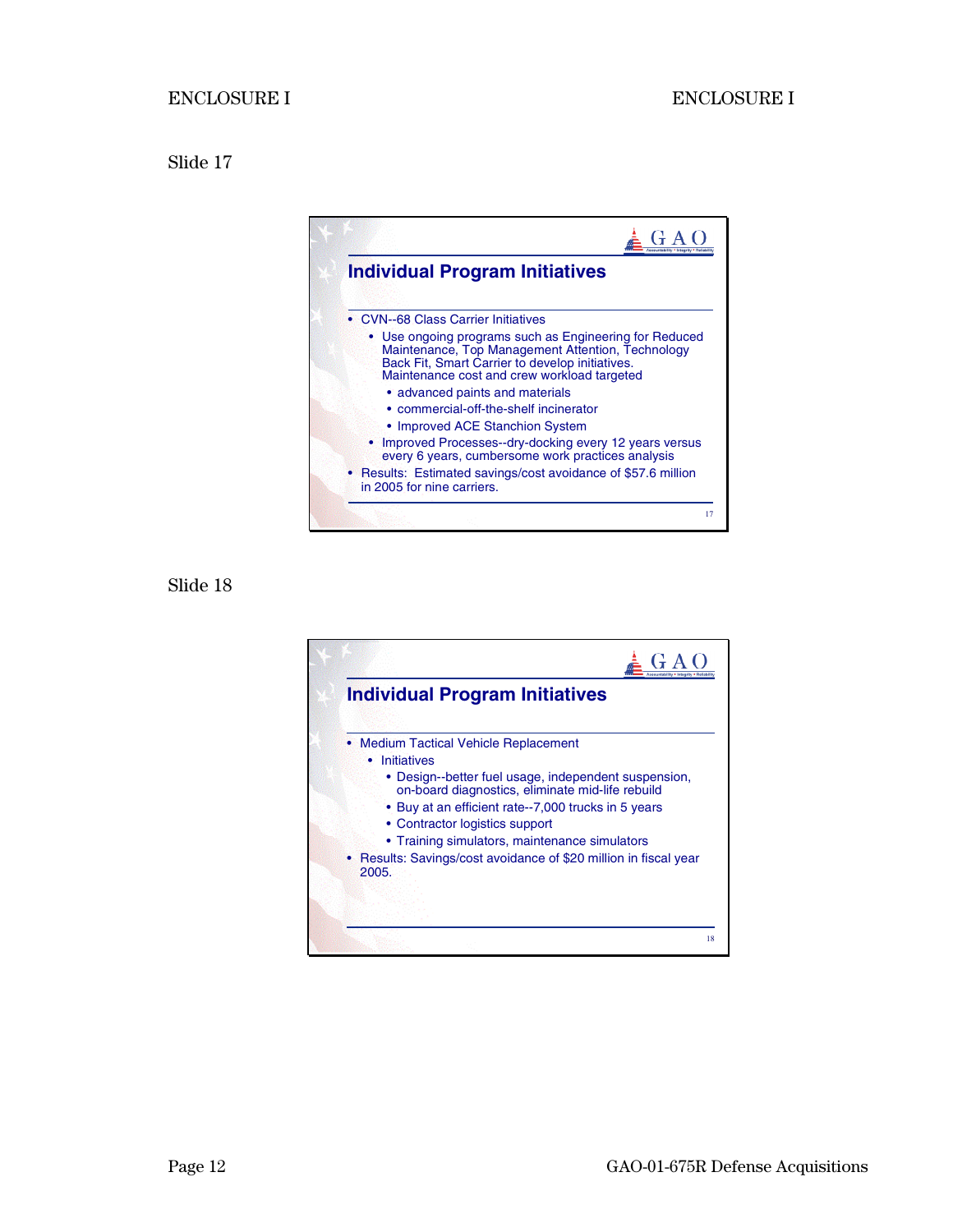Slide 17

## Individual Program Initiatives

- CVN--68 Class Carrier Initiatives
  - Use ongoing programs such as Engineering for Reduced Maintenance, Top Management Attention, Technology Back Fit, Smart Carrier to develop initiatives. Maintenance cost and crew workload targeted
    - advanced paints and materials
    - commercial-off-the-shelf incinerator
    - Improved ACE Stanchion System
  - Improved Processes--dry-docking every 12 years versus every 6 years, cumbersome work practices analysis
- Results: Estimated savings/cost avoidance of $57.6 million in 2005 for nine carriers.

Slide 18

## Individual Program Initiatives

- Medium Tactical Vehicle Replacement
  - Initiatives
    - Design--better fuel usage, independent suspension, on-board diagnostics, eliminate mid-life rebuild
    - Buy at an efficient rate--7,000 trucks in 5 years
    - Contractor logistics support
    - Training simulators, maintenance simulators
- Results: Savings/cost avoidance of $20 million in fiscal year 2005.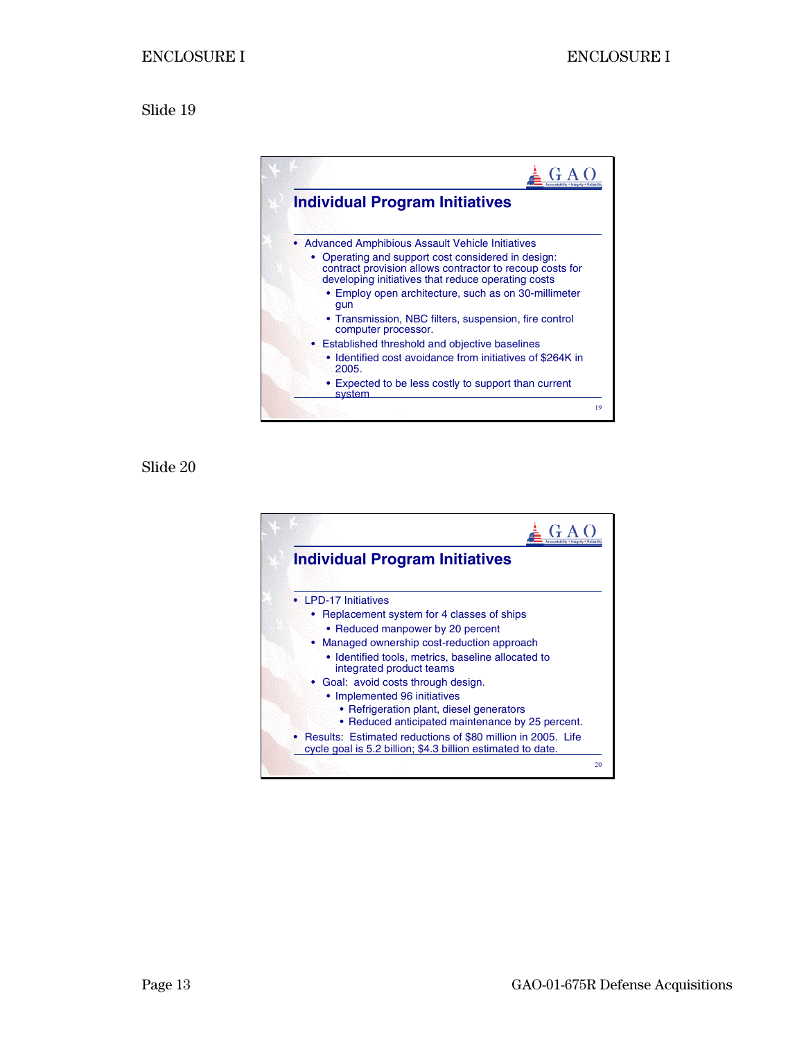Slide 19

## Individual Program Initiatives

- Advanced Amphibious Assault Vehicle Initiatives
  - Operating and support cost considered in design: contract provision allows contractor to recoup costs for developing initiatives that reduce operating costs
    - Employ open architecture, such as on 30-millimeter gun
    - Transmission, NBC filters, suspension, fire control computer processor.
  - Established threshold and objective baselines
    - Identified cost avoidance from initiatives of $264K in 2005.
    - Expected to be less costly to support than current system

Slide 20

## Individual Program Initiatives

- LPD-17 Initiatives
  - Replacement system for 4 classes of ships
    - Reduced manpower by 20 percent
  - Managed ownership cost-reduction approach
    - Identified tools, metrics, baseline allocated to integrated product teams
  - Goal: avoid costs through design.
    - Implemented 96 initiatives
      - Refrigeration plant, diesel generators
      - Reduced anticipated maintenance by 25 percent.
- Results: Estimated reductions of $80 million in 2005. Life cycle goal is 5.2 billion; $4.3 billion estimated to date.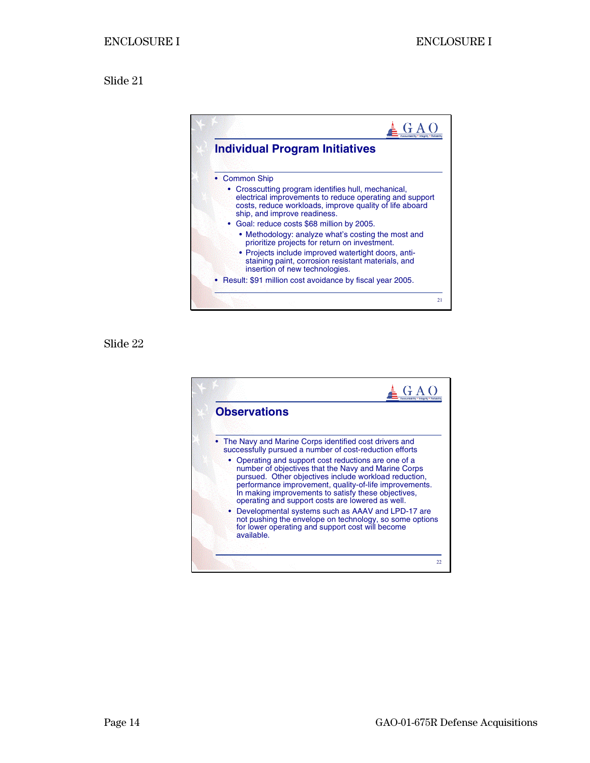Slide 21

## Individual Program Initiatives

- Common Ship
  - Crosscutting program identifies hull, mechanical, electrical improvements to reduce operating and support costs, reduce workloads, improve quality of life aboard ship, and improve readiness.
  - Goal: reduce costs $68 million by 2005.
    - Methodology: analyze what's costing the most and prioritize projects for return on investment.
    - Projects include improved watertight doors, anti-staining paint, corrosion resistant materials, and insertion of new technologies.
- Result: $91 million cost avoidance by fiscal year 2005.

Slide 22

## Observations

- The Navy and Marine Corps identified cost drivers and successfully pursued a number of cost-reduction efforts
  - Operating and support cost reductions are one of a number of objectives that the Navy and Marine Corps pursued. Other objectives include workload reduction, performance improvement, quality-of-life improvements. In making improvements to satisfy these objectives, operating and support costs are lowered as well.
  - Developmental systems such as AAAV and LPD-17 are not pushing the envelope on technology, so some options for lower operating and support cost will become available.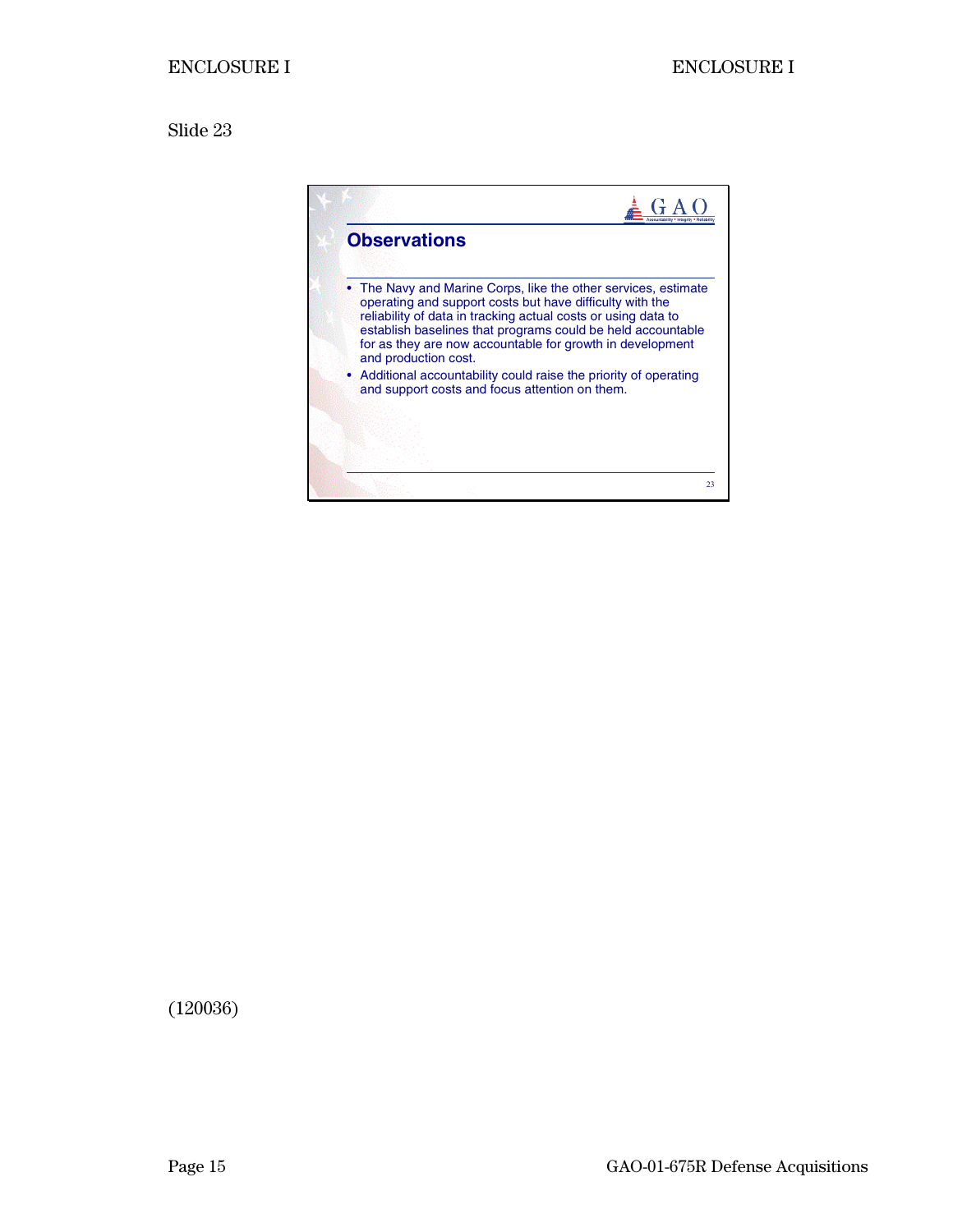Slide 23

## Observations

- The Navy and Marine Corps, like the other services, estimate operating and support costs but have difficulty with the reliability of data in tracking actual costs or using data to establish baselines that programs could be held accountable for as they are now accountable for growth in development and production cost.
- Additional accountability could raise the priority of operating and support costs and focus attention on them.

(120036)